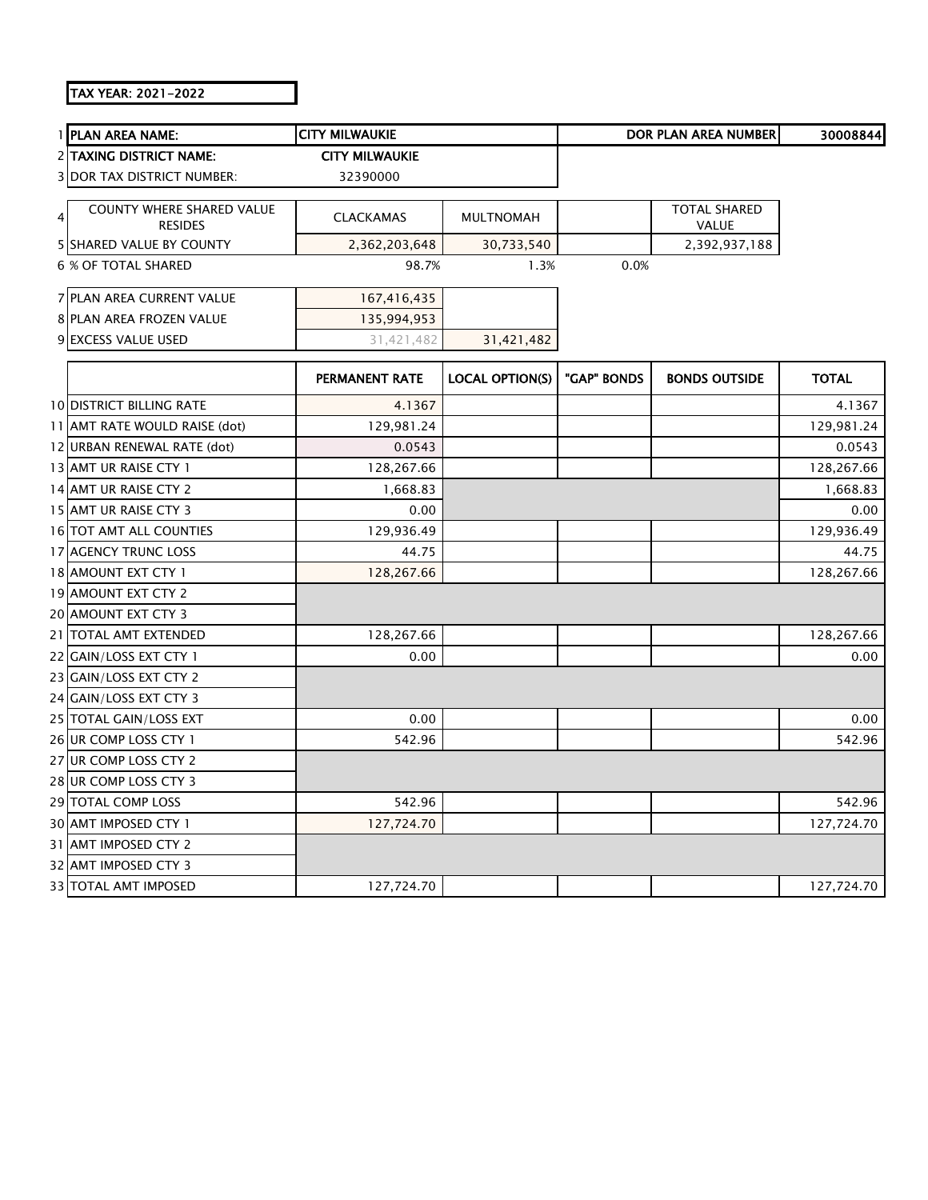TAX YEAR: 2021-2022

| | | | | | | |
|---|---|---|---|---|---|---|
| 1 | PLAN AREA NAME: | CITY MILWAUKIE | | | DOR PLAN AREA NUMBER | 30008844 |
| 2 | TAXING DISTRICT NAME: | CITY MILWAUKIE | | | | |
| 3 | DOR TAX DISTRICT NUMBER: | 32390000 | | | | |
| 4 | COUNTY WHERE SHARED VALUE RESIDES | CLACKAMAS | MULTNOMAH | | TOTAL SHARED VALUE | |
| 5 | SHARED VALUE BY COUNTY | 2,362,203,648 | 30,733,540 | | 2,392,937,188 | |
| 6 | % OF TOTAL SHARED | 98.7% | 1.3% | 0.0% | | |
| 7 | PLAN AREA CURRENT VALUE | 167,416,435 | | | | |
| 8 | PLAN AREA FROZEN VALUE | 135,994,953 | | | | |
| 9 | EXCESS VALUE USED | 31,421,482 | 31,421,482 | | | |

| | | PERMANENT RATE | LOCAL OPTION(S) | "GAP" BONDS | BONDS OUTSIDE | TOTAL |
|---|---|---|---|---|---|---|
| 10 | DISTRICT BILLING RATE | 4.1367 | | | | 4.1367 |
| 11 | AMT RATE WOULD RAISE (dot) | 129,981.24 | | | | 129,981.24 |
| 12 | URBAN RENEWAL RATE (dot) | 0.0543 | | | | 0.0543 |
| 13 | AMT UR RAISE CTY 1 | 128,267.66 | | | | 128,267.66 |
| 14 | AMT UR RAISE CTY 2 | 1,668.83 | | | | 1,668.83 |
| 15 | AMT UR RAISE CTY 3 | 0.00 | | | | 0.00 |
| 16 | TOT AMT ALL COUNTIES | 129,936.49 | | | | 129,936.49 |
| 17 | AGENCY TRUNC LOSS | 44.75 | | | | 44.75 |
| 18 | AMOUNT EXT CTY 1 | 128,267.66 | | | | 128,267.66 |
| 19 | AMOUNT EXT CTY 2 | | | | | |
| 20 | AMOUNT EXT CTY 3 | | | | | |
| 21 | TOTAL AMT EXTENDED | 128,267.66 | | | | 128,267.66 |
| 22 | GAIN/LOSS EXT CTY 1 | 0.00 | | | | 0.00 |
| 23 | GAIN/LOSS EXT CTY 2 | | | | | |
| 24 | GAIN/LOSS EXT CTY 3 | | | | | |
| 25 | TOTAL GAIN/LOSS EXT | 0.00 | | | | 0.00 |
| 26 | UR COMP LOSS CTY 1 | 542.96 | | | | 542.96 |
| 27 | UR COMP LOSS CTY 2 | | | | | |
| 28 | UR COMP LOSS CTY 3 | | | | | |
| 29 | TOTAL COMP LOSS | 542.96 | | | | 542.96 |
| 30 | AMT IMPOSED CTY 1 | 127,724.70 | | | | 127,724.70 |
| 31 | AMT IMPOSED CTY 2 | | | | | |
| 32 | AMT IMPOSED CTY 3 | | | | | |
| 33 | TOTAL AMT IMPOSED | 127,724.70 | | | | 127,724.70 |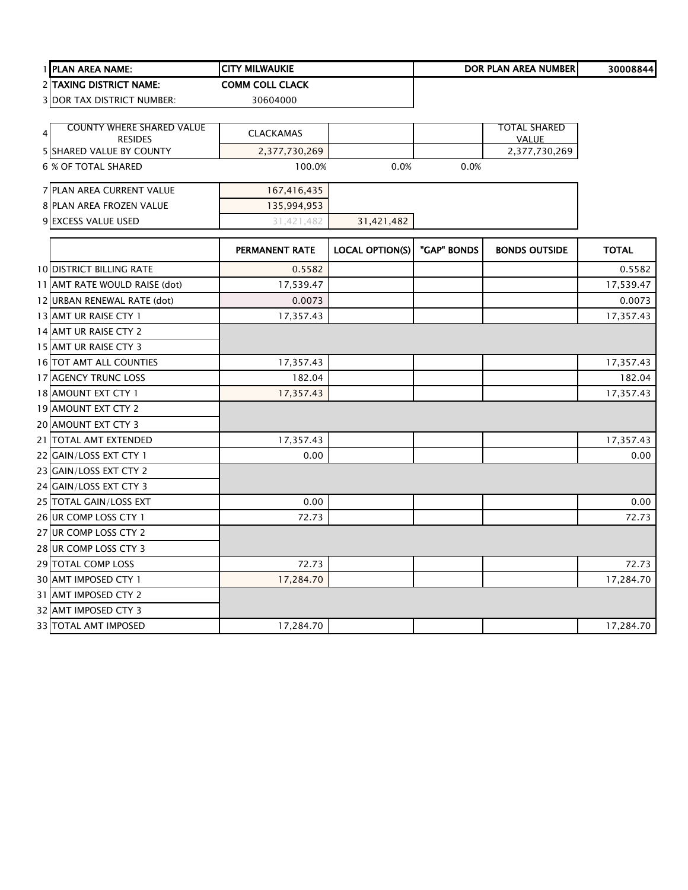| | | | | | |
|---|---|---|---|---|---|
| 1 **PLAN AREA NAME:** | **CITY MILWAUKIE** | | | **DOR PLAN AREA NUMBER** | **30008844** |
| 2 **TAXING DISTRICT NAME:** | **COMM COLL CLACK** | | | | |
| 3 DOR TAX DISTRICT NUMBER: | 30604000 | | | | |

| | | | | |
|---|---|---|---|---|
| 4 COUNTY WHERE SHARED VALUE RESIDES | CLACKAMAS | | | TOTAL SHARED VALUE |
| 5 SHARED VALUE BY COUNTY | 2,377,730,269 | | | 2,377,730,269 |
| 6 % OF TOTAL SHARED | 100.0% | 0.0% | 0.0% | |

| | | |
|---|---|---|
| 7 PLAN AREA CURRENT VALUE | 167,416,435 | |
| 8 PLAN AREA FROZEN VALUE | 135,994,953 | |
| 9 EXCESS VALUE USED | 31,421,482 | 31,421,482 |

| | PERMANENT RATE | LOCAL OPTION(S) | "GAP" BONDS | BONDS OUTSIDE | TOTAL |
|---|---|---|---|---|---|
| 10 DISTRICT BILLING RATE | 0.5582 | | | | 0.5582 |
| 11 AMT RATE WOULD RAISE (dot) | 17,539.47 | | | | 17,539.47 |
| 12 URBAN RENEWAL RATE (dot) | 0.0073 | | | | 0.0073 |
| 13 AMT UR RAISE CTY 1 | 17,357.43 | | | | 17,357.43 |
| 14 AMT UR RAISE CTY 2 | | | | | |
| 15 AMT UR RAISE CTY 3 | | | | | |
| 16 TOT AMT ALL COUNTIES | 17,357.43 | | | | 17,357.43 |
| 17 AGENCY TRUNC LOSS | 182.04 | | | | 182.04 |
| 18 AMOUNT EXT CTY 1 | 17,357.43 | | | | 17,357.43 |
| 19 AMOUNT EXT CTY 2 | | | | | |
| 20 AMOUNT EXT CTY 3 | | | | | |
| 21 TOTAL AMT EXTENDED | 17,357.43 | | | | 17,357.43 |
| 22 GAIN/LOSS EXT CTY 1 | 0.00 | | | | 0.00 |
| 23 GAIN/LOSS EXT CTY 2 | | | | | |
| 24 GAIN/LOSS EXT CTY 3 | | | | | |
| 25 TOTAL GAIN/LOSS EXT | 0.00 | | | | 0.00 |
| 26 UR COMP LOSS CTY 1 | 72.73 | | | | 72.73 |
| 27 UR COMP LOSS CTY 2 | | | | | |
| 28 UR COMP LOSS CTY 3 | | | | | |
| 29 TOTAL COMP LOSS | 72.73 | | | | 72.73 |
| 30 AMT IMPOSED CTY 1 | 17,284.70 | | | | 17,284.70 |
| 31 AMT IMPOSED CTY 2 | | | | | |
| 32 AMT IMPOSED CTY 3 | | | | | |
| 33 TOTAL AMT IMPOSED | 17,284.70 | | | | 17,284.70 |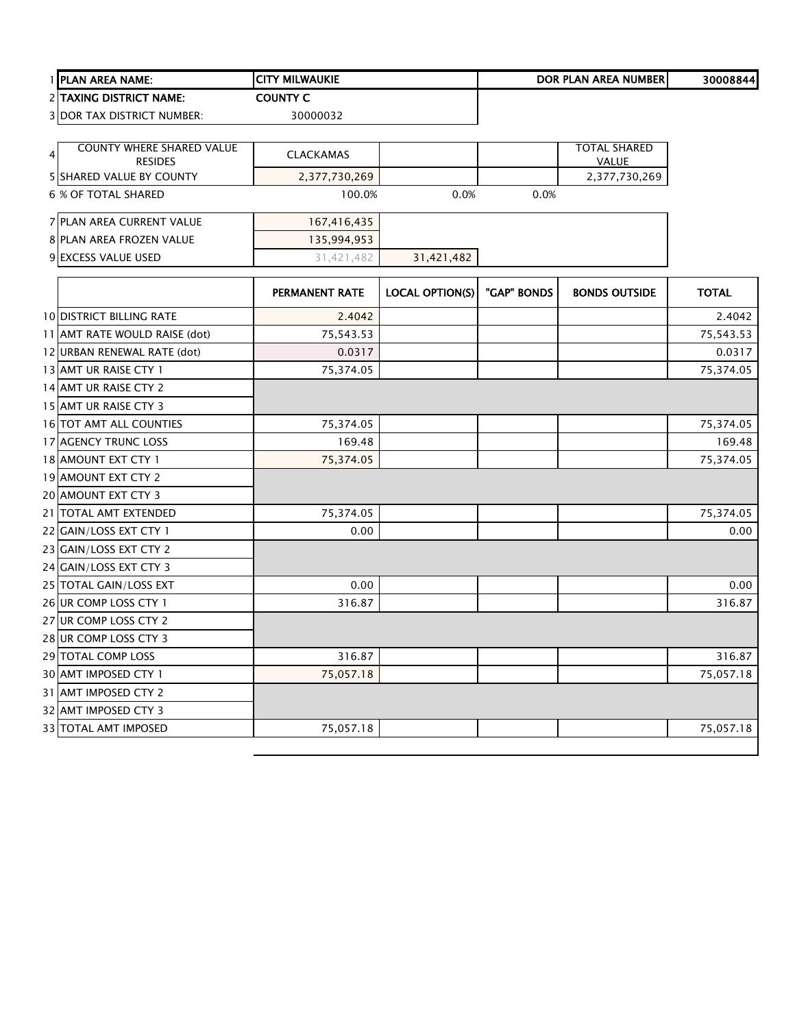| | | | | | | |
|---|---|---|---|---|---|---|
| 1 | **PLAN AREA NAME:** | **CITY MILWAUKIE** | | | **DOR PLAN AREA NUMBER** | **30008844** |
| 2 | **TAXING DISTRICT NAME:** | **COUNTY C** | | | | |
| 3 | DOR TAX DISTRICT NUMBER: | 30000032 | | | | |

| | | | | | |
|---|---|---|---|---|---|
| 4 | COUNTY WHERE SHARED VALUE RESIDES | CLACKAMAS | | | TOTAL SHARED VALUE |
| 5 | SHARED VALUE BY COUNTY | 2,377,730,269 | | | 2,377,730,269 |
| 6 | % OF TOTAL SHARED | 100.0% | 0.0% | 0.0% | |

| | | | |
|---|---|---|---|
| 7 | PLAN AREA CURRENT VALUE | 167,416,435 | |
| 8 | PLAN AREA FROZEN VALUE | 135,994,953 | |
| 9 | EXCESS VALUE USED | 31,421,482 | 31,421,482 |

| | | PERMANENT RATE | LOCAL OPTION(S) | "GAP" BONDS | BONDS OUTSIDE | TOTAL |
|---|---|---|---|---|---|---|
| 10 | DISTRICT BILLING RATE | 2.4042 | | | | 2.4042 |
| 11 | AMT RATE WOULD RAISE (dot) | 75,543.53 | | | | 75,543.53 |
| 12 | URBAN RENEWAL RATE (dot) | 0.0317 | | | | 0.0317 |
| 13 | AMT UR RAISE CTY 1 | 75,374.05 | | | | 75,374.05 |
| 14 | AMT UR RAISE CTY 2 | | | | | |
| 15 | AMT UR RAISE CTY 3 | | | | | |
| 16 | TOT AMT ALL COUNTIES | 75,374.05 | | | | 75,374.05 |
| 17 | AGENCY TRUNC LOSS | 169.48 | | | | 169.48 |
| 18 | AMOUNT EXT CTY 1 | 75,374.05 | | | | 75,374.05 |
| 19 | AMOUNT EXT CTY 2 | | | | | |
| 20 | AMOUNT EXT CTY 3 | | | | | |
| 21 | TOTAL AMT EXTENDED | 75,374.05 | | | | 75,374.05 |
| 22 | GAIN/LOSS EXT CTY 1 | 0.00 | | | | 0.00 |
| 23 | GAIN/LOSS EXT CTY 2 | | | | | |
| 24 | GAIN/LOSS EXT CTY 3 | | | | | |
| 25 | TOTAL GAIN/LOSS EXT | 0.00 | | | | 0.00 |
| 26 | UR COMP LOSS CTY 1 | 316.87 | | | | 316.87 |
| 27 | UR COMP LOSS CTY 2 | | | | | |
| 28 | UR COMP LOSS CTY 3 | | | | | |
| 29 | TOTAL COMP LOSS | 316.87 | | | | 316.87 |
| 30 | AMT IMPOSED CTY 1 | 75,057.18 | | | | 75,057.18 |
| 31 | AMT IMPOSED CTY 2 | | | | | |
| 32 | AMT IMPOSED CTY 3 | | | | | |
| 33 | TOTAL AMT IMPOSED | 75,057.18 | | | | 75,057.18 |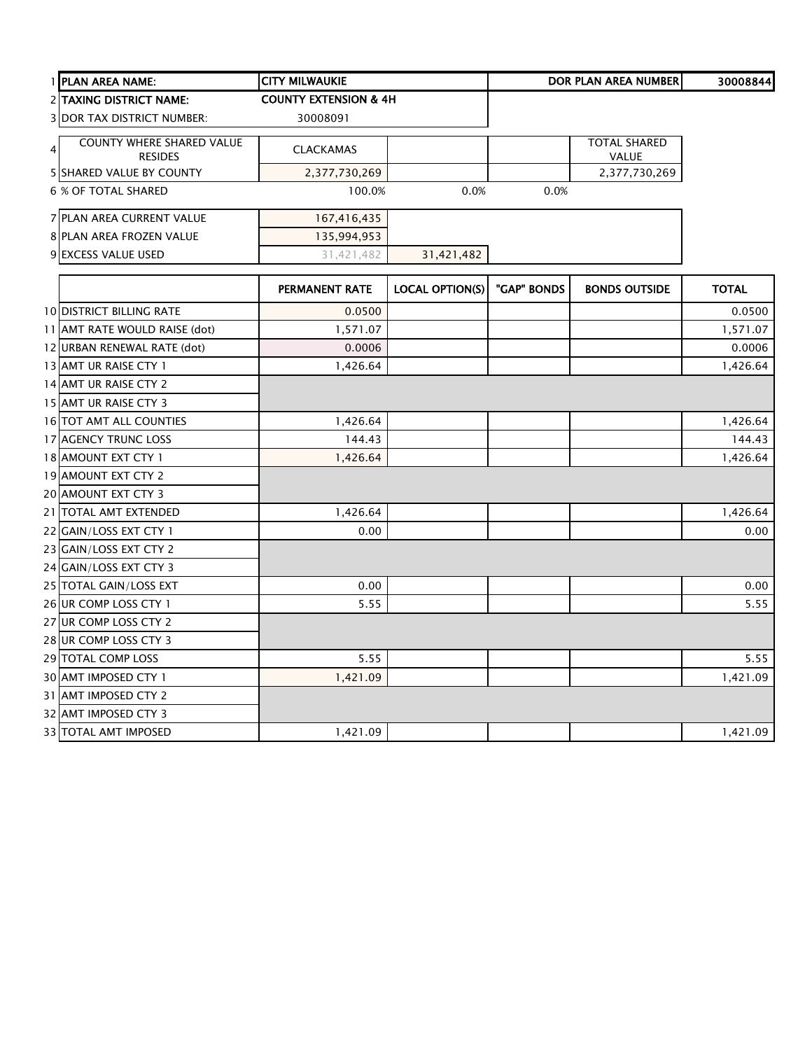| 1 | PLAN AREA NAME: | CITY MILWAUKIE | | | DOR PLAN AREA NUMBER | 30008844 |
|---|---|---|---|---|---|---|
| 2 | TAXING DISTRICT NAME: | COUNTY EXTENSION & 4H | | | | |
| 3 | DOR TAX DISTRICT NUMBER: | 30008091 | | | | |
| 4 | COUNTY WHERE SHARED VALUE RESIDES | CLACKAMAS | | | TOTAL SHARED VALUE | |
| 5 | SHARED VALUE BY COUNTY | 2,377,730,269 | | | 2,377,730,269 | |
| 6 | % OF TOTAL SHARED | 100.0% | 0.0% | 0.0% | | |
| 7 | PLAN AREA CURRENT VALUE | 167,416,435 | | | | |
| 8 | PLAN AREA FROZEN VALUE | 135,994,953 | | | | |
| 9 | EXCESS VALUE USED | 31,421,482 | 31,421,482 | | | |

| | | PERMANENT RATE | LOCAL OPTION(S) | "GAP" BONDS | BONDS OUTSIDE | TOTAL |
|---|---|---|---|---|---|---|
| 10 | DISTRICT BILLING RATE | 0.0500 | | | | 0.0500 |
| 11 | AMT RATE WOULD RAISE (dot) | 1,571.07 | | | | 1,571.07 |
| 12 | URBAN RENEWAL RATE (dot) | 0.0006 | | | | 0.0006 |
| 13 | AMT UR RAISE CTY 1 | 1,426.64 | | | | 1,426.64 |
| 14 | AMT UR RAISE CTY 2 | | | | | |
| 15 | AMT UR RAISE CTY 3 | | | | | |
| 16 | TOT AMT ALL COUNTIES | 1,426.64 | | | | 1,426.64 |
| 17 | AGENCY TRUNC LOSS | 144.43 | | | | 144.43 |
| 18 | AMOUNT EXT CTY 1 | 1,426.64 | | | | 1,426.64 |
| 19 | AMOUNT EXT CTY 2 | | | | | |
| 20 | AMOUNT EXT CTY 3 | | | | | |
| 21 | TOTAL AMT EXTENDED | 1,426.64 | | | | 1,426.64 |
| 22 | GAIN/LOSS EXT CTY 1 | 0.00 | | | | 0.00 |
| 23 | GAIN/LOSS EXT CTY 2 | | | | | |
| 24 | GAIN/LOSS EXT CTY 3 | | | | | |
| 25 | TOTAL GAIN/LOSS EXT | 0.00 | | | | 0.00 |
| 26 | UR COMP LOSS CTY 1 | 5.55 | | | | 5.55 |
| 27 | UR COMP LOSS CTY 2 | | | | | |
| 28 | UR COMP LOSS CTY 3 | | | | | |
| 29 | TOTAL COMP LOSS | 5.55 | | | | 5.55 |
| 30 | AMT IMPOSED CTY 1 | 1,421.09 | | | | 1,421.09 |
| 31 | AMT IMPOSED CTY 2 | | | | | |
| 32 | AMT IMPOSED CTY 3 | | | | | |
| 33 | TOTAL AMT IMPOSED | 1,421.09 | | | | 1,421.09 |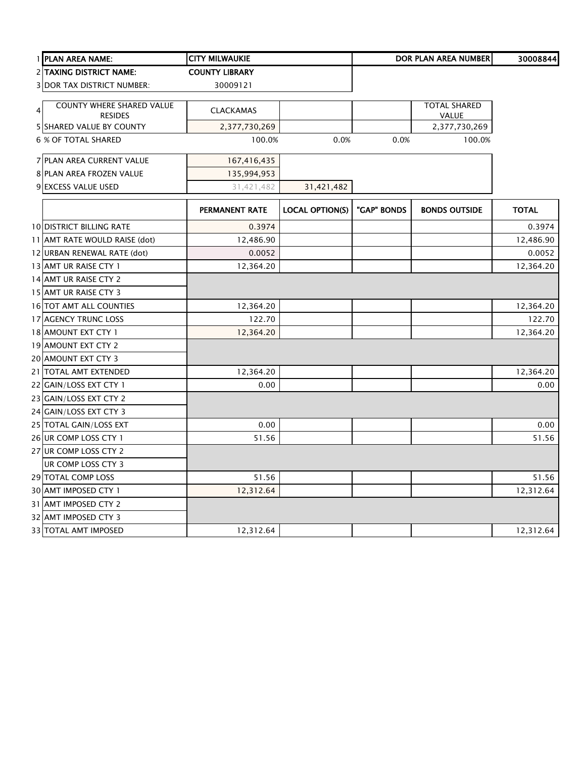| | | | | | | |
|---|---|---|---|---|---|---|
| 1 | **PLAN AREA NAME:** | **CITY MILWAUKIE** | | | **DOR PLAN AREA NUMBER** | **30008844** |
| 2 | **TAXING DISTRICT NAME:** | **COUNTY LIBRARY** | | | | |
| 3 | DOR TAX DISTRICT NUMBER: | 30009121 | | | | |
| 4 | COUNTY WHERE SHARED VALUE RESIDES | CLACKAMAS | | | TOTAL SHARED VALUE | |
| 5 | SHARED VALUE BY COUNTY | 2,377,730,269 | | | 2,377,730,269 | |
| 6 | % OF TOTAL SHARED | 100.0% | 0.0% | 0.0% | 100.0% | |
| 7 | PLAN AREA CURRENT VALUE | 167,416,435 | | | | |
| 8 | PLAN AREA FROZEN VALUE | 135,994,953 | | | | |
| 9 | EXCESS VALUE USED | 31,421,482 | 31,421,482 | | | |

| | | PERMANENT RATE | LOCAL OPTION(S) | "GAP" BONDS | BONDS OUTSIDE | TOTAL |
|---|---|---|---|---|---|---|
| 10 | DISTRICT BILLING RATE | 0.3974 | | | | 0.3974 |
| 11 | AMT RATE WOULD RAISE (dot) | 12,486.90 | | | | 12,486.90 |
| 12 | URBAN RENEWAL RATE (dot) | 0.0052 | | | | 0.0052 |
| 13 | AMT UR RAISE CTY 1 | 12,364.20 | | | | 12,364.20 |
| 14 | AMT UR RAISE CTY 2 | | | | | |
| 15 | AMT UR RAISE CTY 3 | | | | | |
| 16 | TOT AMT ALL COUNTIES | 12,364.20 | | | | 12,364.20 |
| 17 | AGENCY TRUNC LOSS | 122.70 | | | | 122.70 |
| 18 | AMOUNT EXT CTY 1 | 12,364.20 | | | | 12,364.20 |
| 19 | AMOUNT EXT CTY 2 | | | | | |
| 20 | AMOUNT EXT CTY 3 | | | | | |
| 21 | TOTAL AMT EXTENDED | 12,364.20 | | | | 12,364.20 |
| 22 | GAIN/LOSS EXT CTY 1 | 0.00 | | | | 0.00 |
| 23 | GAIN/LOSS EXT CTY 2 | | | | | |
| 24 | GAIN/LOSS EXT CTY 3 | | | | | |
| 25 | TOTAL GAIN/LOSS EXT | 0.00 | | | | 0.00 |
| 26 | UR COMP LOSS CTY 1 | 51.56 | | | | 51.56 |
| 27 | UR COMP LOSS CTY 2 | | | | | |
| | UR COMP LOSS CTY 3 | | | | | |
| 29 | TOTAL COMP LOSS | 51.56 | | | | 51.56 |
| 30 | AMT IMPOSED CTY 1 | 12,312.64 | | | | 12,312.64 |
| 31 | AMT IMPOSED CTY 2 | | | | | |
| 32 | AMT IMPOSED CTY 3 | | | | | |
| 33 | TOTAL AMT IMPOSED | 12,312.64 | | | | 12,312.64 |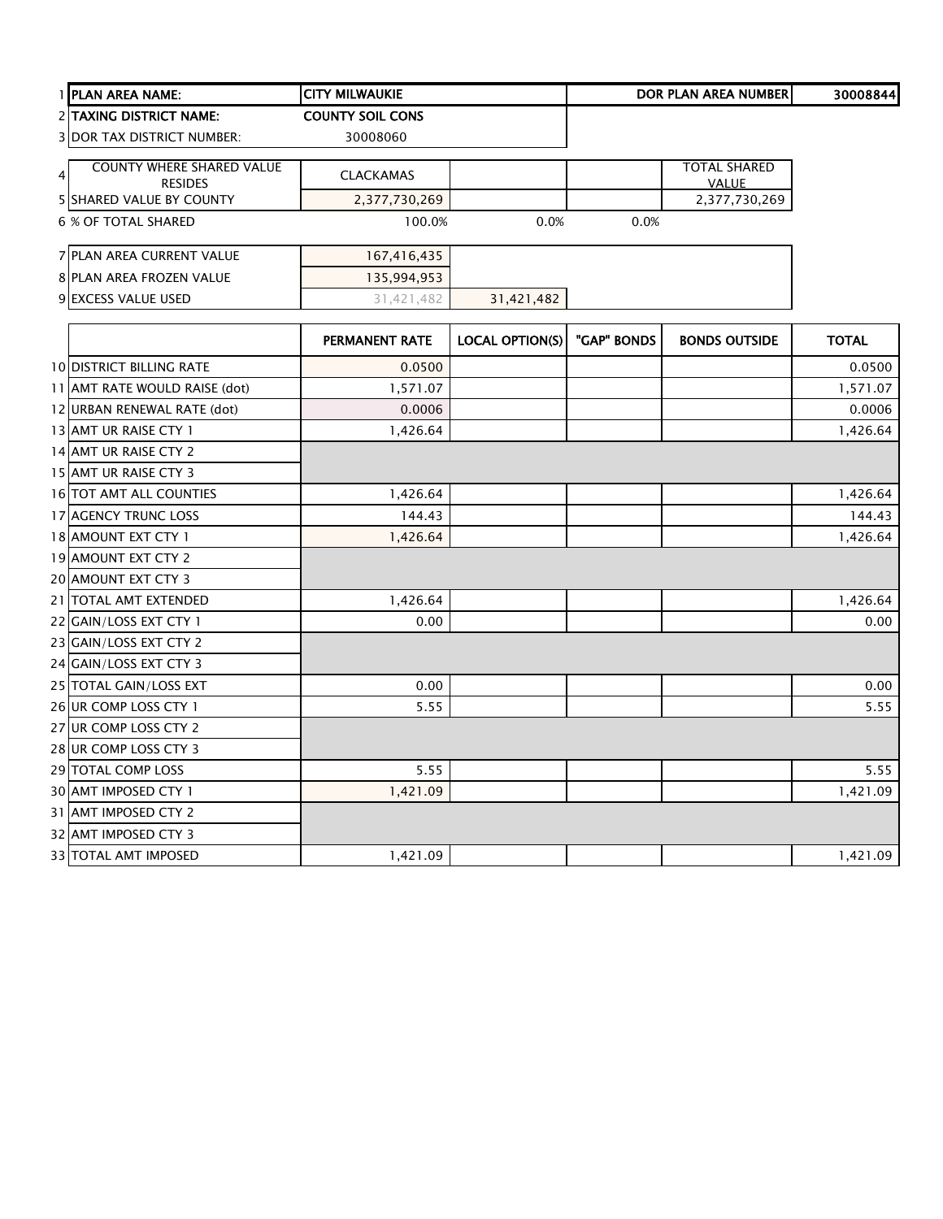| | | | | | | |
|---|---|---|---|---|---|---|
| 1 | **PLAN AREA NAME:** | **CITY MILWAUKIE** | | | **DOR PLAN AREA NUMBER** | **30008844** |
| 2 | **TAXING DISTRICT NAME:** | **COUNTY SOIL CONS** | | | | |
| 3 | DOR TAX DISTRICT NUMBER: | 30008060 | | | | |
| 4 | COUNTY WHERE SHARED VALUE RESIDES | CLACKAMAS | | | TOTAL SHARED VALUE | |
| 5 | SHARED VALUE BY COUNTY | 2,377,730,269 | | | 2,377,730,269 | |
| 6 | % OF TOTAL SHARED | 100.0% | 0.0% | 0.0% | | |
| 7 | PLAN AREA CURRENT VALUE | 167,416,435 | | | | |
| 8 | PLAN AREA FROZEN VALUE | 135,994,953 | | | | |
| 9 | EXCESS VALUE USED | 31,421,482 | 31,421,482 | | | |

| | | PERMANENT RATE | LOCAL OPTION(S) | "GAP" BONDS | BONDS OUTSIDE | TOTAL |
|---|---|---|---|---|---|---|
| 10 | DISTRICT BILLING RATE | 0.0500 | | | | 0.0500 |
| 11 | AMT RATE WOULD RAISE (dot) | 1,571.07 | | | | 1,571.07 |
| 12 | URBAN RENEWAL RATE (dot) | 0.0006 | | | | 0.0006 |
| 13 | AMT UR RAISE CTY 1 | 1,426.64 | | | | 1,426.64 |
| 14 | AMT UR RAISE CTY 2 | | | | | |
| 15 | AMT UR RAISE CTY 3 | | | | | |
| 16 | TOT AMT ALL COUNTIES | 1,426.64 | | | | 1,426.64 |
| 17 | AGENCY TRUNC LOSS | 144.43 | | | | 144.43 |
| 18 | AMOUNT EXT CTY 1 | 1,426.64 | | | | 1,426.64 |
| 19 | AMOUNT EXT CTY 2 | | | | | |
| 20 | AMOUNT EXT CTY 3 | | | | | |
| 21 | TOTAL AMT EXTENDED | 1,426.64 | | | | 1,426.64 |
| 22 | GAIN/LOSS EXT CTY 1 | 0.00 | | | | 0.00 |
| 23 | GAIN/LOSS EXT CTY 2 | | | | | |
| 24 | GAIN/LOSS EXT CTY 3 | | | | | |
| 25 | TOTAL GAIN/LOSS EXT | 0.00 | | | | 0.00 |
| 26 | UR COMP LOSS CTY 1 | 5.55 | | | | 5.55 |
| 27 | UR COMP LOSS CTY 2 | | | | | |
| 28 | UR COMP LOSS CTY 3 | | | | | |
| 29 | TOTAL COMP LOSS | 5.55 | | | | 5.55 |
| 30 | AMT IMPOSED CTY 1 | 1,421.09 | | | | 1,421.09 |
| 31 | AMT IMPOSED CTY 2 | | | | | |
| 32 | AMT IMPOSED CTY 3 | | | | | |
| 33 | TOTAL AMT IMPOSED | 1,421.09 | | | | 1,421.09 |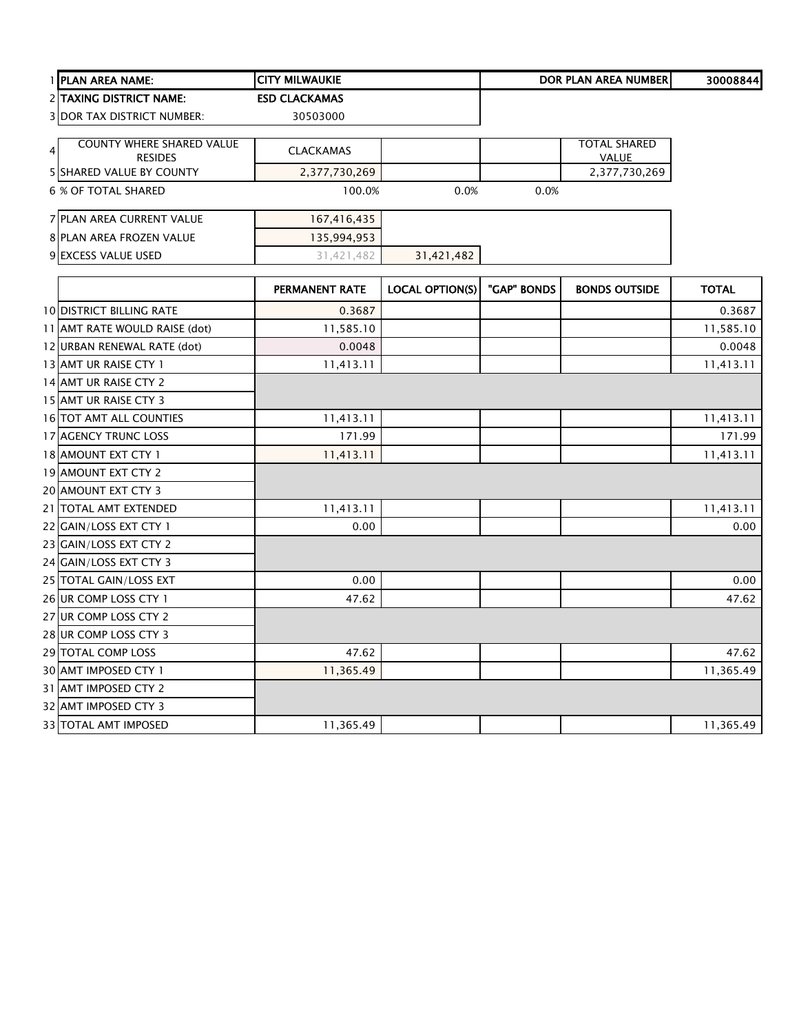| | | | | | | |
|---|---|---|---|---|---|---|
| 1 | **PLAN AREA NAME:** | **CITY MILWAUKIE** | | | **DOR PLAN AREA NUMBER** | **30008844** |
| 2 | **TAXING DISTRICT NAME:** | **ESD CLACKAMAS** | | | | |
| 3 | DOR TAX DISTRICT NUMBER: | 30503000 | | | | |
| 4 | COUNTY WHERE SHARED VALUE RESIDES | CLACKAMAS | | | TOTAL SHARED VALUE | |
| 5 | SHARED VALUE BY COUNTY | 2,377,730,269 | | | 2,377,730,269 | |
| 6 | % OF TOTAL SHARED | 100.0% | 0.0% | 0.0% | | |
| 7 | PLAN AREA CURRENT VALUE | 167,416,435 | | | | |
| 8 | PLAN AREA FROZEN VALUE | 135,994,953 | | | | |
| 9 | EXCESS VALUE USED | 31,421,482 | 31,421,482 | | | |

| | | PERMANENT RATE | LOCAL OPTION(S) | "GAP" BONDS | BONDS OUTSIDE | TOTAL |
|---|---|---|---|---|---|---|
| 10 | DISTRICT BILLING RATE | 0.3687 | | | | 0.3687 |
| 11 | AMT RATE WOULD RAISE (dot) | 11,585.10 | | | | 11,585.10 |
| 12 | URBAN RENEWAL RATE (dot) | 0.0048 | | | | 0.0048 |
| 13 | AMT UR RAISE CTY 1 | 11,413.11 | | | | 11,413.11 |
| 14 | AMT UR RAISE CTY 2 | | | | | |
| 15 | AMT UR RAISE CTY 3 | | | | | |
| 16 | TOT AMT ALL COUNTIES | 11,413.11 | | | | 11,413.11 |
| 17 | AGENCY TRUNC LOSS | 171.99 | | | | 171.99 |
| 18 | AMOUNT EXT CTY 1 | 11,413.11 | | | | 11,413.11 |
| 19 | AMOUNT EXT CTY 2 | | | | | |
| 20 | AMOUNT EXT CTY 3 | | | | | |
| 21 | TOTAL AMT EXTENDED | 11,413.11 | | | | 11,413.11 |
| 22 | GAIN/LOSS EXT CTY 1 | 0.00 | | | | 0.00 |
| 23 | GAIN/LOSS EXT CTY 2 | | | | | |
| 24 | GAIN/LOSS EXT CTY 3 | | | | | |
| 25 | TOTAL GAIN/LOSS EXT | 0.00 | | | | 0.00 |
| 26 | UR COMP LOSS CTY 1 | 47.62 | | | | 47.62 |
| 27 | UR COMP LOSS CTY 2 | | | | | |
| 28 | UR COMP LOSS CTY 3 | | | | | |
| 29 | TOTAL COMP LOSS | 47.62 | | | | 47.62 |
| 30 | AMT IMPOSED CTY 1 | 11,365.49 | | | | 11,365.49 |
| 31 | AMT IMPOSED CTY 2 | | | | | |
| 32 | AMT IMPOSED CTY 3 | | | | | |
| 33 | TOTAL AMT IMPOSED | 11,365.49 | | | | 11,365.49 |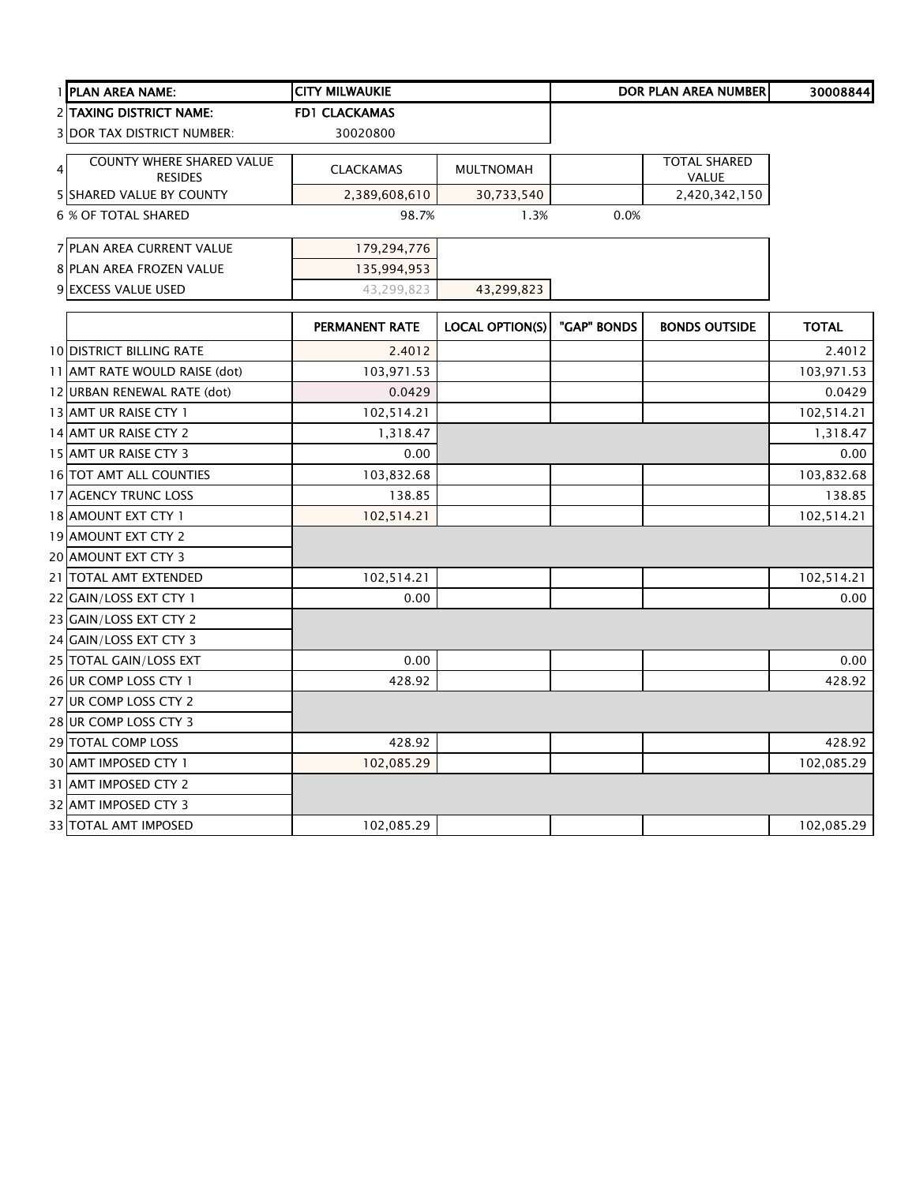| | | | | | | |
|---|---|---|---|---|---|---|
| 1 | **PLAN AREA NAME:** | **CITY MILWAUKIE** | | | **DOR PLAN AREA NUMBER** | **30008844** |
| 2 | **TAXING DISTRICT NAME:** | **FD1 CLACKAMAS** | | | | |
| 3 | DOR TAX DISTRICT NUMBER: | 30020800 | | | | |
| 4 | COUNTY WHERE SHARED VALUE RESIDES | CLACKAMAS | MULTNOMAH | | TOTAL SHARED VALUE | |
| 5 | SHARED VALUE BY COUNTY | 2,389,608,610 | 30,733,540 | | 2,420,342,150 | |
| 6 | % OF TOTAL SHARED | 98.7% | 1.3% | 0.0% | | |
| 7 | PLAN AREA CURRENT VALUE | 179,294,776 | | | | |
| 8 | PLAN AREA FROZEN VALUE | 135,994,953 | | | | |
| 9 | EXCESS VALUE USED | 43,299,823 | 43,299,823 | | | |

| | | PERMANENT RATE | LOCAL OPTION(S) | "GAP" BONDS | BONDS OUTSIDE | TOTAL |
|---|---|---|---|---|---|---|
| 10 | DISTRICT BILLING RATE | 2.4012 | | | | 2.4012 |
| 11 | AMT RATE WOULD RAISE (dot) | 103,971.53 | | | | 103,971.53 |
| 12 | URBAN RENEWAL RATE (dot) | 0.0429 | | | | 0.0429 |
| 13 | AMT UR RAISE CTY 1 | 102,514.21 | | | | 102,514.21 |
| 14 | AMT UR RAISE CTY 2 | 1,318.47 | | | | 1,318.47 |
| 15 | AMT UR RAISE CTY 3 | 0.00 | | | | 0.00 |
| 16 | TOT AMT ALL COUNTIES | 103,832.68 | | | | 103,832.68 |
| 17 | AGENCY TRUNC LOSS | 138.85 | | | | 138.85 |
| 18 | AMOUNT EXT CTY 1 | 102,514.21 | | | | 102,514.21 |
| 19 | AMOUNT EXT CTY 2 | | | | | |
| 20 | AMOUNT EXT CTY 3 | | | | | |
| 21 | TOTAL AMT EXTENDED | 102,514.21 | | | | 102,514.21 |
| 22 | GAIN/LOSS EXT CTY 1 | 0.00 | | | | 0.00 |
| 23 | GAIN/LOSS EXT CTY 2 | | | | | |
| 24 | GAIN/LOSS EXT CTY 3 | | | | | |
| 25 | TOTAL GAIN/LOSS EXT | 0.00 | | | | 0.00 |
| 26 | UR COMP LOSS CTY 1 | 428.92 | | | | 428.92 |
| 27 | UR COMP LOSS CTY 2 | | | | | |
| 28 | UR COMP LOSS CTY 3 | | | | | |
| 29 | TOTAL COMP LOSS | 428.92 | | | | 428.92 |
| 30 | AMT IMPOSED CTY 1 | 102,085.29 | | | | 102,085.29 |
| 31 | AMT IMPOSED CTY 2 | | | | | |
| 32 | AMT IMPOSED CTY 3 | | | | | |
| 33 | TOTAL AMT IMPOSED | 102,085.29 | | | | 102,085.29 |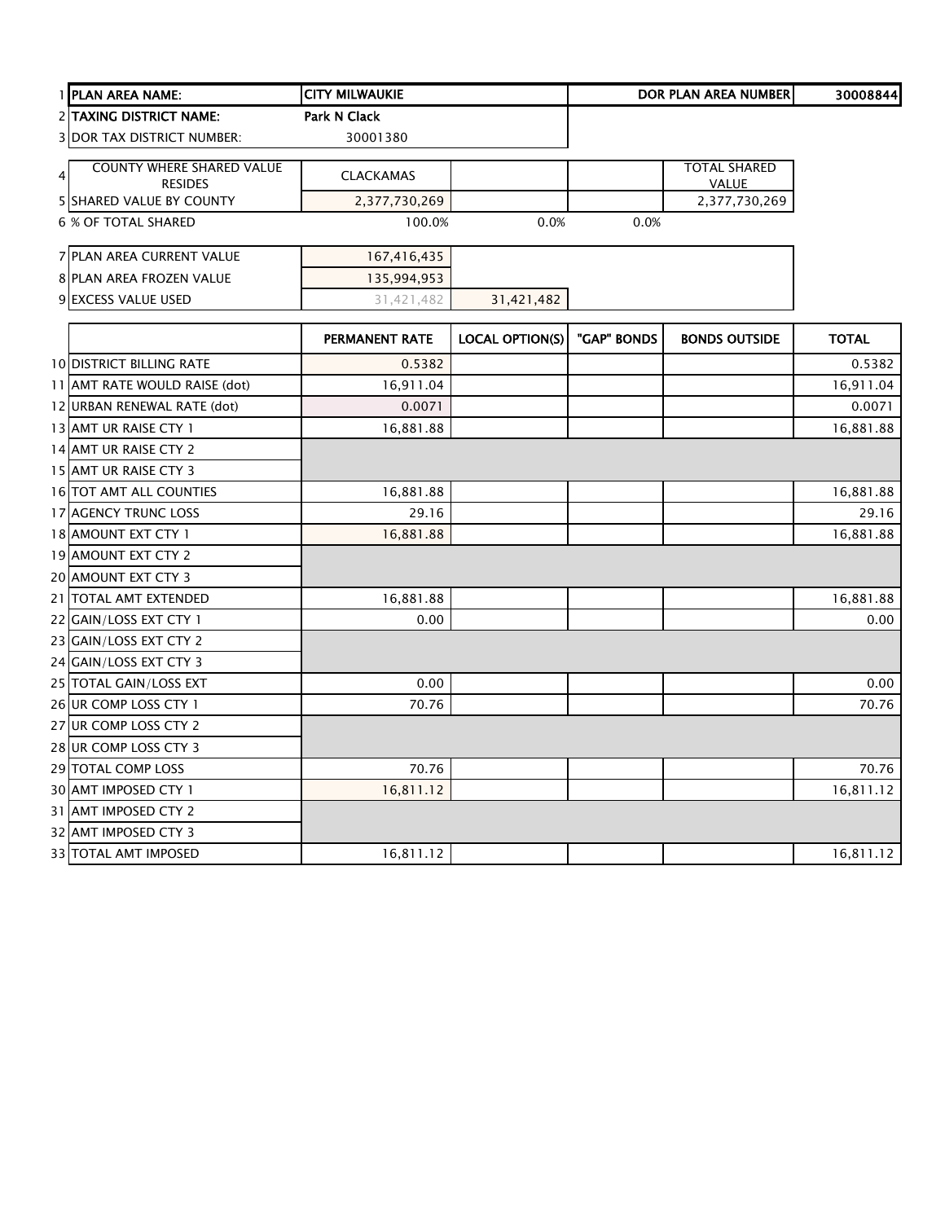| | | | | | | |
|---|---|---|---|---|---|---|
| 1 | **PLAN AREA NAME:** | **CITY MILWAUKIE** | | | **DOR PLAN AREA NUMBER** | **30008844** |
| 2 | **TAXING DISTRICT NAME:** | **Park N Clack** | | | | |
| 3 | DOR TAX DISTRICT NUMBER: | 30001380 | | | | |
| 4 | COUNTY WHERE SHARED VALUE RESIDES | CLACKAMAS | | | TOTAL SHARED VALUE | |
| 5 | SHARED VALUE BY COUNTY | 2,377,730,269 | | | 2,377,730,269 | |
| 6 | % OF TOTAL SHARED | 100.0% | 0.0% | 0.0% | | |
| 7 | PLAN AREA CURRENT VALUE | 167,416,435 | | | | |
| 8 | PLAN AREA FROZEN VALUE | 135,994,953 | | | | |
| 9 | EXCESS VALUE USED | 31,421,482 | 31,421,482 | | | |

| | | PERMANENT RATE | LOCAL OPTION(S) | "GAP" BONDS | BONDS OUTSIDE | TOTAL |
|---|---|---|---|---|---|---|
| 10 | DISTRICT BILLING RATE | 0.5382 | | | | 0.5382 |
| 11 | AMT RATE WOULD RAISE (dot) | 16,911.04 | | | | 16,911.04 |
| 12 | URBAN RENEWAL RATE (dot) | 0.0071 | | | | 0.0071 |
| 13 | AMT UR RAISE CTY 1 | 16,881.88 | | | | 16,881.88 |
| 14 | AMT UR RAISE CTY 2 | | | | | |
| 15 | AMT UR RAISE CTY 3 | | | | | |
| 16 | TOT AMT ALL COUNTIES | 16,881.88 | | | | 16,881.88 |
| 17 | AGENCY TRUNC LOSS | 29.16 | | | | 29.16 |
| 18 | AMOUNT EXT CTY 1 | 16,881.88 | | | | 16,881.88 |
| 19 | AMOUNT EXT CTY 2 | | | | | |
| 20 | AMOUNT EXT CTY 3 | | | | | |
| 21 | TOTAL AMT EXTENDED | 16,881.88 | | | | 16,881.88 |
| 22 | GAIN/LOSS EXT CTY 1 | 0.00 | | | | 0.00 |
| 23 | GAIN/LOSS EXT CTY 2 | | | | | |
| 24 | GAIN/LOSS EXT CTY 3 | | | | | |
| 25 | TOTAL GAIN/LOSS EXT | 0.00 | | | | 0.00 |
| 26 | UR COMP LOSS CTY 1 | 70.76 | | | | 70.76 |
| 27 | UR COMP LOSS CTY 2 | | | | | |
| 28 | UR COMP LOSS CTY 3 | | | | | |
| 29 | TOTAL COMP LOSS | 70.76 | | | | 70.76 |
| 30 | AMT IMPOSED CTY 1 | 16,811.12 | | | | 16,811.12 |
| 31 | AMT IMPOSED CTY 2 | | | | | |
| 32 | AMT IMPOSED CTY 3 | | | | | |
| 33 | TOTAL AMT IMPOSED | 16,811.12 | | | | 16,811.12 |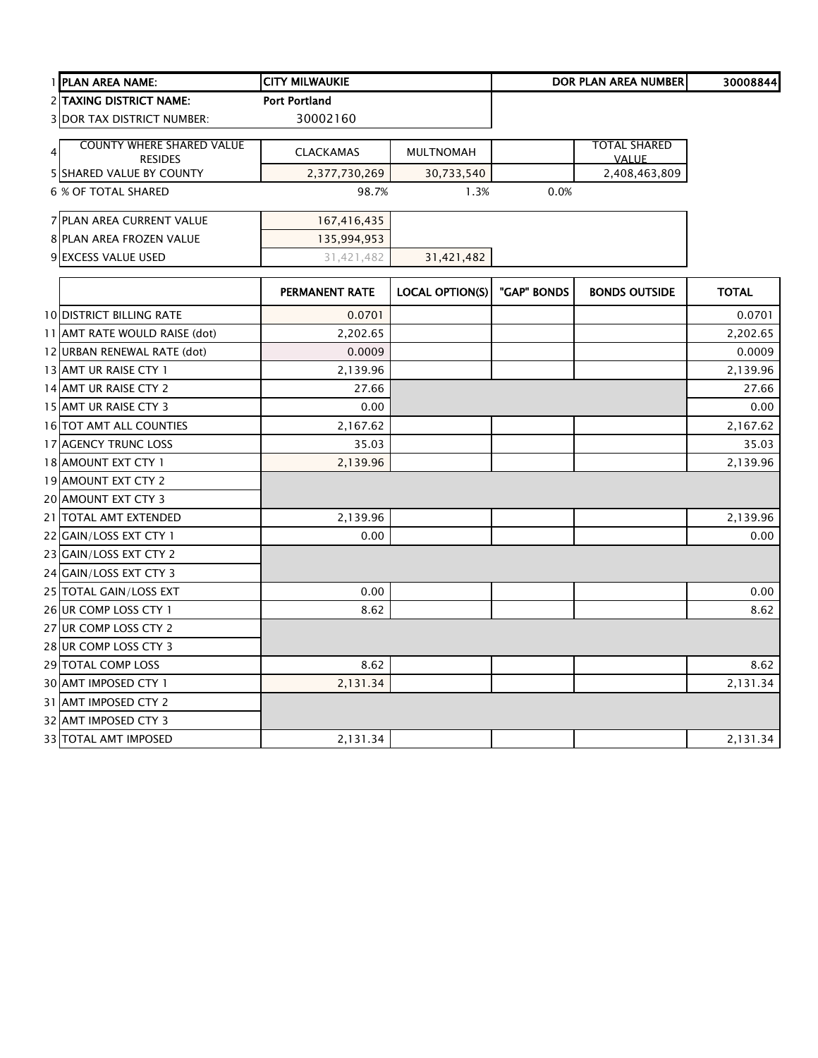| | | | | | | |
|---|---|---|---|---|---|---|
| 1 | **PLAN AREA NAME:** | **CITY MILWAUKIE** | | | **DOR PLAN AREA NUMBER** | **30008844** |
| 2 | **TAXING DISTRICT NAME:** | **Port Portland** | | | | |
| 3 | DOR TAX DISTRICT NUMBER: | 30002160 | | | | |
| 4 | COUNTY WHERE SHARED VALUE RESIDES | CLACKAMAS | MULTNOMAH | | TOTAL SHARED VALUE | |
| 5 | SHARED VALUE BY COUNTY | 2,377,730,269 | 30,733,540 | | 2,408,463,809 | |
| 6 | % OF TOTAL SHARED | 98.7% | 1.3% | 0.0% | | |
| 7 | PLAN AREA CURRENT VALUE | 167,416,435 | | | | |
| 8 | PLAN AREA FROZEN VALUE | 135,994,953 | | | | |
| 9 | EXCESS VALUE USED | 31,421,482 | 31,421,482 | | | |

| | | PERMANENT RATE | LOCAL OPTION(S) | "GAP" BONDS | BONDS OUTSIDE | TOTAL |
|---|---|---|---|---|---|---|
| 10 | DISTRICT BILLING RATE | 0.0701 | | | | 0.0701 |
| 11 | AMT RATE WOULD RAISE (dot) | 2,202.65 | | | | 2,202.65 |
| 12 | URBAN RENEWAL RATE (dot) | 0.0009 | | | | 0.0009 |
| 13 | AMT UR RAISE CTY 1 | 2,139.96 | | | | 2,139.96 |
| 14 | AMT UR RAISE CTY 2 | 27.66 | | | | 27.66 |
| 15 | AMT UR RAISE CTY 3 | 0.00 | | | | 0.00 |
| 16 | TOT AMT ALL COUNTIES | 2,167.62 | | | | 2,167.62 |
| 17 | AGENCY TRUNC LOSS | 35.03 | | | | 35.03 |
| 18 | AMOUNT EXT CTY 1 | 2,139.96 | | | | 2,139.96 |
| 19 | AMOUNT EXT CTY 2 | | | | | |
| 20 | AMOUNT EXT CTY 3 | | | | | |
| 21 | TOTAL AMT EXTENDED | 2,139.96 | | | | 2,139.96 |
| 22 | GAIN/LOSS EXT CTY 1 | 0.00 | | | | 0.00 |
| 23 | GAIN/LOSS EXT CTY 2 | | | | | |
| 24 | GAIN/LOSS EXT CTY 3 | | | | | |
| 25 | TOTAL GAIN/LOSS EXT | 0.00 | | | | 0.00 |
| 26 | UR COMP LOSS CTY 1 | 8.62 | | | | 8.62 |
| 27 | UR COMP LOSS CTY 2 | | | | | |
| 28 | UR COMP LOSS CTY 3 | | | | | |
| 29 | TOTAL COMP LOSS | 8.62 | | | | 8.62 |
| 30 | AMT IMPOSED CTY 1 | 2,131.34 | | | | 2,131.34 |
| 31 | AMT IMPOSED CTY 2 | | | | | |
| 32 | AMT IMPOSED CTY 3 | | | | | |
| 33 | TOTAL AMT IMPOSED | 2,131.34 | | | | 2,131.34 |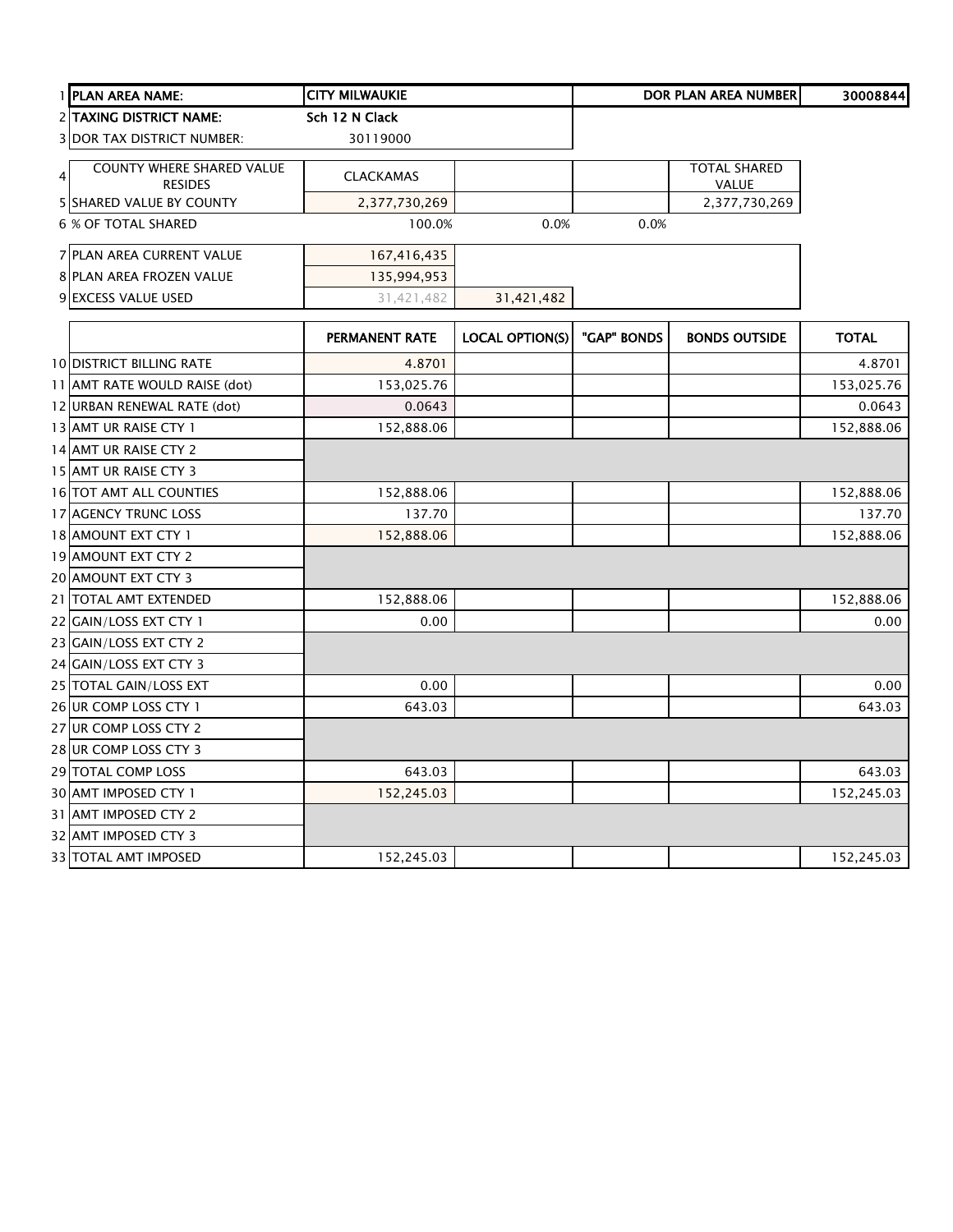| # | | | | | | |
|---|---|---|---|---|---|---|
| 1 | **PLAN AREA NAME:** | **CITY MILWAUKIE** | | | **DOR PLAN AREA NUMBER** | **30008844** |
| 2 | **TAXING DISTRICT NAME:** | Sch 12 N Clack | | | | |
| 3 | DOR TAX DISTRICT NUMBER: | 30119000 | | | | |
| 4 | COUNTY WHERE SHARED VALUE RESIDES | CLACKAMAS | | | TOTAL SHARED VALUE | |
| 5 | SHARED VALUE BY COUNTY | 2,377,730,269 | | | 2,377,730,269 | |
| 6 | % OF TOTAL SHARED | 100.0% | 0.0% | 0.0% | | |
| 7 | PLAN AREA CURRENT VALUE | 167,416,435 | | | | |
| 8 | PLAN AREA FROZEN VALUE | 135,994,953 | | | | |
| 9 | EXCESS VALUE USED | 31,421,482 | 31,421,482 | | | |

| # | | PERMANENT RATE | LOCAL OPTION(S) | "GAP" BONDS | BONDS OUTSIDE | TOTAL |
|---|---|---|---|---|---|---|
| 10 | DISTRICT BILLING RATE | 4.8701 | | | | 4.8701 |
| 11 | AMT RATE WOULD RAISE (dot) | 153,025.76 | | | | 153,025.76 |
| 12 | URBAN RENEWAL RATE (dot) | 0.0643 | | | | 0.0643 |
| 13 | AMT UR RAISE CTY 1 | 152,888.06 | | | | 152,888.06 |
| 14 | AMT UR RAISE CTY 2 | | | | | |
| 15 | AMT UR RAISE CTY 3 | | | | | |
| 16 | TOT AMT ALL COUNTIES | 152,888.06 | | | | 152,888.06 |
| 17 | AGENCY TRUNC LOSS | 137.70 | | | | 137.70 |
| 18 | AMOUNT EXT CTY 1 | 152,888.06 | | | | 152,888.06 |
| 19 | AMOUNT EXT CTY 2 | | | | | |
| 20 | AMOUNT EXT CTY 3 | | | | | |
| 21 | TOTAL AMT EXTENDED | 152,888.06 | | | | 152,888.06 |
| 22 | GAIN/LOSS EXT CTY 1 | 0.00 | | | | 0.00 |
| 23 | GAIN/LOSS EXT CTY 2 | | | | | |
| 24 | GAIN/LOSS EXT CTY 3 | | | | | |
| 25 | TOTAL GAIN/LOSS EXT | 0.00 | | | | 0.00 |
| 26 | UR COMP LOSS CTY 1 | 643.03 | | | | 643.03 |
| 27 | UR COMP LOSS CTY 2 | | | | | |
| 28 | UR COMP LOSS CTY 3 | | | | | |
| 29 | TOTAL COMP LOSS | 643.03 | | | | 643.03 |
| 30 | AMT IMPOSED CTY 1 | 152,245.03 | | | | 152,245.03 |
| 31 | AMT IMPOSED CTY 2 | | | | | |
| 32 | AMT IMPOSED CTY 3 | | | | | |
| 33 | TOTAL AMT IMPOSED | 152,245.03 | | | | 152,245.03 |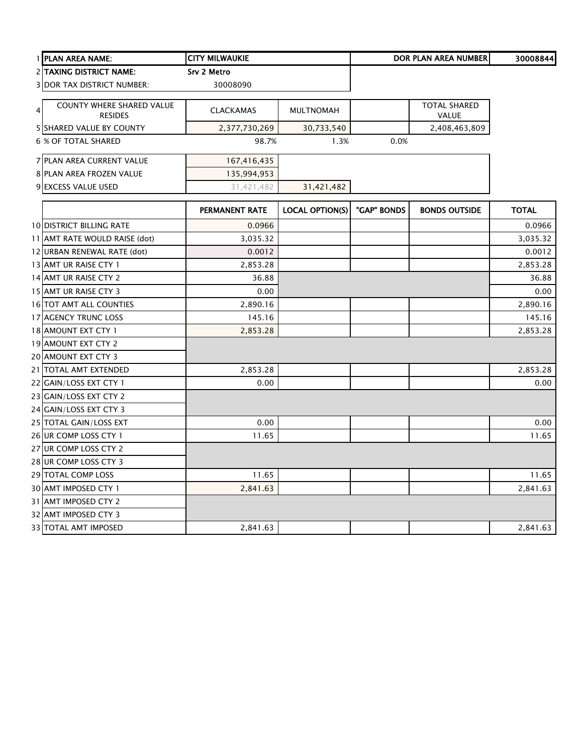| | | | | | |
|---|---|---|---|---|---|
| 1 PLAN AREA NAME: | CITY MILWAUKIE | | | DOR PLAN AREA NUMBER | 30008844 |
| 2 TAXING DISTRICT NAME: | Srv 2 Metro | | | | |
| 3 DOR TAX DISTRICT NUMBER: | 30008090 | | | | |

| | | | | |
|---|---|---|---|---|
| 4 COUNTY WHERE SHARED VALUE RESIDES | CLACKAMAS | MULTNOMAH | | TOTAL SHARED VALUE |
| 5 SHARED VALUE BY COUNTY | 2,377,730,269 | 30,733,540 | | 2,408,463,809 |
| 6 % OF TOTAL SHARED | 98.7% | 1.3% | 0.0% | |

| | | |
|---|---|---|
| 7 PLAN AREA CURRENT VALUE | 167,416,435 | |
| 8 PLAN AREA FROZEN VALUE | 135,994,953 | |
| 9 EXCESS VALUE USED | 31,421,482 | 31,421,482 |

| | PERMANENT RATE | LOCAL OPTION(S) | "GAP" BONDS | BONDS OUTSIDE | TOTAL |
|---|---|---|---|---|---|
| 10 DISTRICT BILLING RATE | 0.0966 | | | | 0.0966 |
| 11 AMT RATE WOULD RAISE (dot) | 3,035.32 | | | | 3,035.32 |
| 12 URBAN RENEWAL RATE (dot) | 0.0012 | | | | 0.0012 |
| 13 AMT UR RAISE CTY 1 | 2,853.28 | | | | 2,853.28 |
| 14 AMT UR RAISE CTY 2 | 36.88 | | | | 36.88 |
| 15 AMT UR RAISE CTY 3 | 0.00 | | | | 0.00 |
| 16 TOT AMT ALL COUNTIES | 2,890.16 | | | | 2,890.16 |
| 17 AGENCY TRUNC LOSS | 145.16 | | | | 145.16 |
| 18 AMOUNT EXT CTY 1 | 2,853.28 | | | | 2,853.28 |
| 19 AMOUNT EXT CTY 2 | | | | | |
| 20 AMOUNT EXT CTY 3 | | | | | |
| 21 TOTAL AMT EXTENDED | 2,853.28 | | | | 2,853.28 |
| 22 GAIN/LOSS EXT CTY 1 | 0.00 | | | | 0.00 |
| 23 GAIN/LOSS EXT CTY 2 | | | | | |
| 24 GAIN/LOSS EXT CTY 3 | | | | | |
| 25 TOTAL GAIN/LOSS EXT | 0.00 | | | | 0.00 |
| 26 UR COMP LOSS CTY 1 | 11.65 | | | | 11.65 |
| 27 UR COMP LOSS CTY 2 | | | | | |
| 28 UR COMP LOSS CTY 3 | | | | | |
| 29 TOTAL COMP LOSS | 11.65 | | | | 11.65 |
| 30 AMT IMPOSED CTY 1 | 2,841.63 | | | | 2,841.63 |
| 31 AMT IMPOSED CTY 2 | | | | | |
| 32 AMT IMPOSED CTY 3 | | | | | |
| 33 TOTAL AMT IMPOSED | 2,841.63 | | | | 2,841.63 |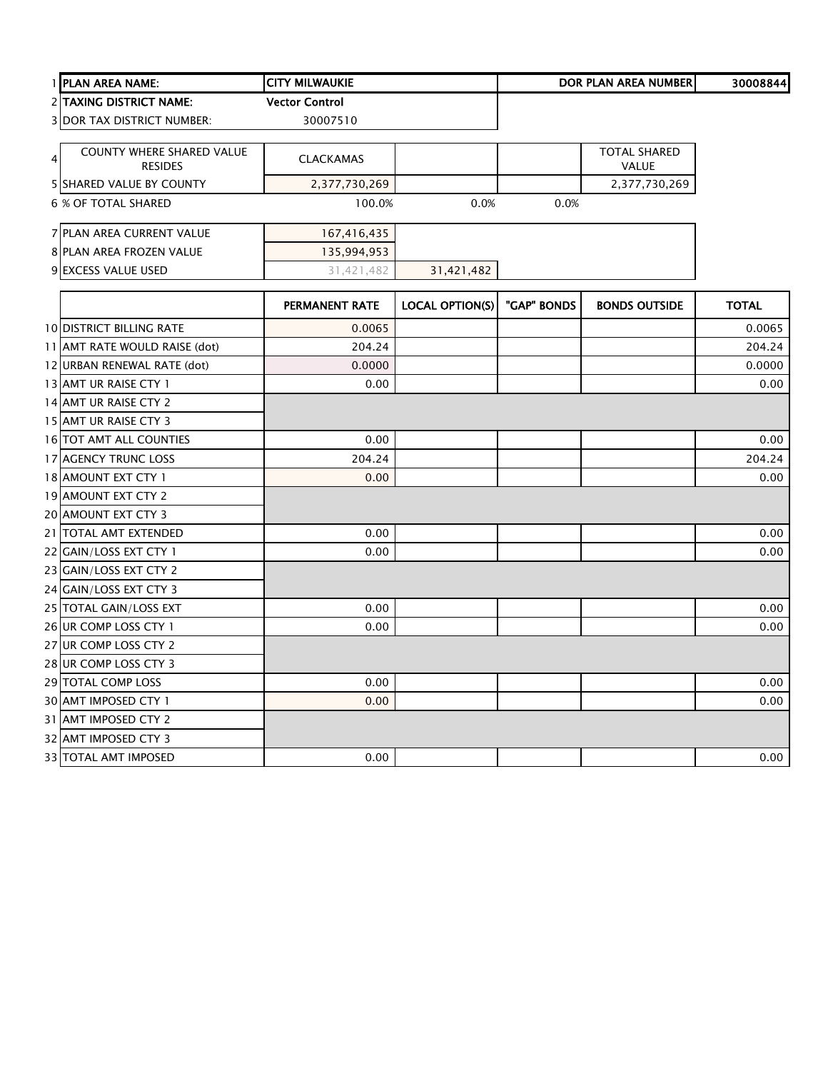| | | | | | | |
|---|---|---|---|---|---|---|
| 1 | **PLAN AREA NAME:** | **CITY MILWAUKIE** | | | **DOR PLAN AREA NUMBER** | **30008844** |
| 2 | **TAXING DISTRICT NAME:** | **Vector Control** | | | | |
| 3 | DOR TAX DISTRICT NUMBER: | 30007510 | | | | |

| | | | | | |
|---|---|---|---|---|---|
| 4 | COUNTY WHERE SHARED VALUE RESIDES | CLACKAMAS | | | TOTAL SHARED VALUE |
| 5 | SHARED VALUE BY COUNTY | 2,377,730,269 | | | 2,377,730,269 |
| 6 | % OF TOTAL SHARED | 100.0% | 0.0% | 0.0% | |

| | | | |
|---|---|---|---|
| 7 | PLAN AREA CURRENT VALUE | 167,416,435 | |
| 8 | PLAN AREA FROZEN VALUE | 135,994,953 | |
| 9 | EXCESS VALUE USED | 31,421,482 | 31,421,482 |

| | | PERMANENT RATE | LOCAL OPTION(S) | "GAP" BONDS | BONDS OUTSIDE | TOTAL |
|---|---|---|---|---|---|---|
| 10 | DISTRICT BILLING RATE | 0.0065 | | | | 0.0065 |
| 11 | AMT RATE WOULD RAISE (dot) | 204.24 | | | | 204.24 |
| 12 | URBAN RENEWAL RATE (dot) | 0.0000 | | | | 0.0000 |
| 13 | AMT UR RAISE CTY 1 | 0.00 | | | | 0.00 |
| 14 | AMT UR RAISE CTY 2 | | | | | |
| 15 | AMT UR RAISE CTY 3 | | | | | |
| 16 | TOT AMT ALL COUNTIES | 0.00 | | | | 0.00 |
| 17 | AGENCY TRUNC LOSS | 204.24 | | | | 204.24 |
| 18 | AMOUNT EXT CTY 1 | 0.00 | | | | 0.00 |
| 19 | AMOUNT EXT CTY 2 | | | | | |
| 20 | AMOUNT EXT CTY 3 | | | | | |
| 21 | TOTAL AMT EXTENDED | 0.00 | | | | 0.00 |
| 22 | GAIN/LOSS EXT CTY 1 | 0.00 | | | | 0.00 |
| 23 | GAIN/LOSS EXT CTY 2 | | | | | |
| 24 | GAIN/LOSS EXT CTY 3 | | | | | |
| 25 | TOTAL GAIN/LOSS EXT | 0.00 | | | | 0.00 |
| 26 | UR COMP LOSS CTY 1 | 0.00 | | | | 0.00 |
| 27 | UR COMP LOSS CTY 2 | | | | | |
| 28 | UR COMP LOSS CTY 3 | | | | | |
| 29 | TOTAL COMP LOSS | 0.00 | | | | 0.00 |
| 30 | AMT IMPOSED CTY 1 | 0.00 | | | | 0.00 |
| 31 | AMT IMPOSED CTY 2 | | | | | |
| 32 | AMT IMPOSED CTY 3 | | | | | |
| 33 | TOTAL AMT IMPOSED | 0.00 | | | | 0.00 |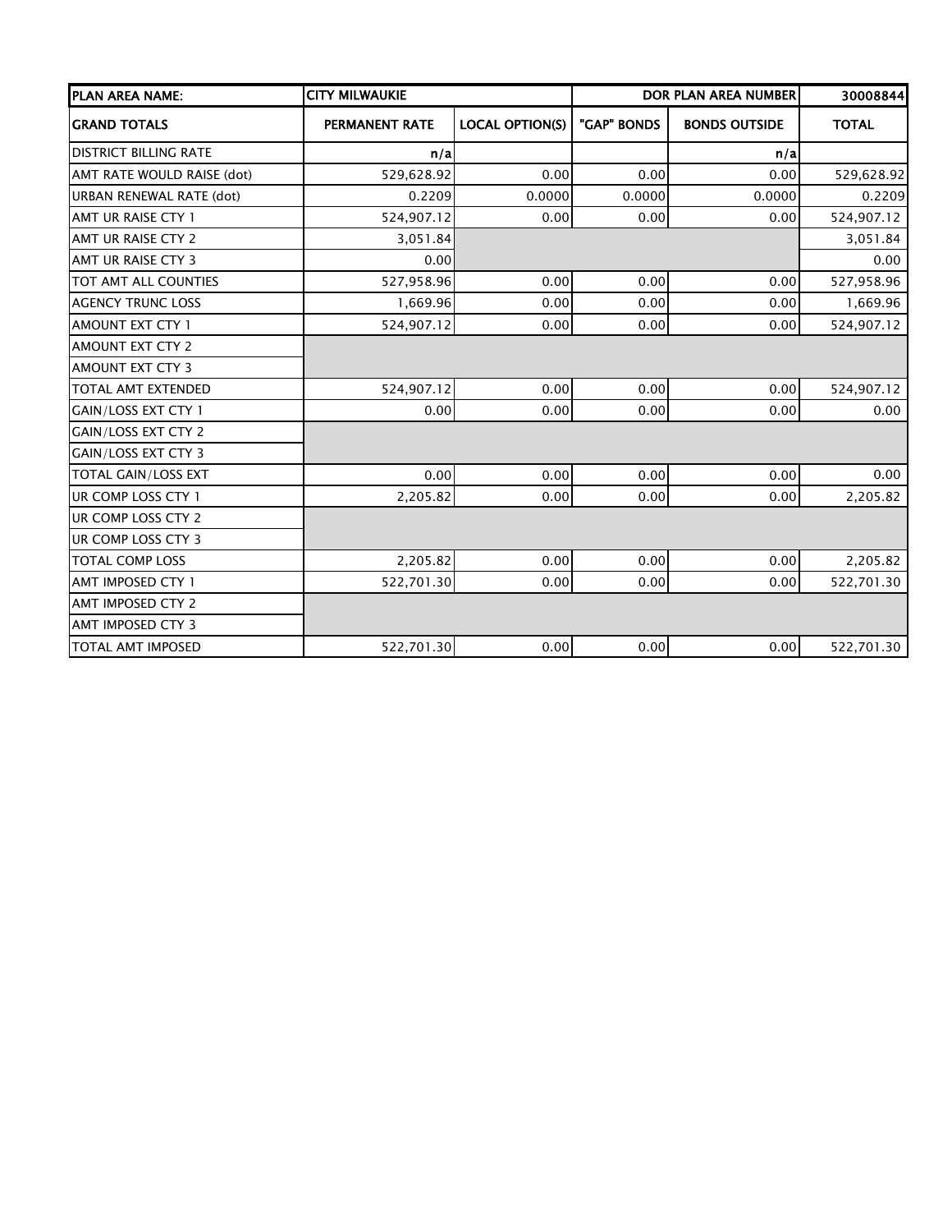| PLAN AREA NAME: | CITY MILWAUKIE | | DOR PLAN AREA NUMBER | | 30008844 |
|---|---|---|---|---|---|
| **GRAND TOTALS** | **PERMANENT RATE** | **LOCAL OPTION(S)** | **"GAP" BONDS** | **BONDS OUTSIDE** | **TOTAL** |
| DISTRICT BILLING RATE | n/a | | | n/a | |
| AMT RATE WOULD RAISE (dot) | 529,628.92 | 0.00 | 0.00 | 0.00 | 529,628.92 |
| URBAN RENEWAL RATE (dot) | 0.2209 | 0.0000 | 0.0000 | 0.0000 | 0.2209 |
| AMT UR RAISE CTY 1 | 524,907.12 | 0.00 | 0.00 | 0.00 | 524,907.12 |
| AMT UR RAISE CTY 2 | 3,051.84 | | | | 3,051.84 |
| AMT UR RAISE CTY 3 | 0.00 | | | | 0.00 |
| TOT AMT ALL COUNTIES | 527,958.96 | 0.00 | 0.00 | 0.00 | 527,958.96 |
| AGENCY TRUNC LOSS | 1,669.96 | 0.00 | 0.00 | 0.00 | 1,669.96 |
| AMOUNT EXT CTY 1 | 524,907.12 | 0.00 | 0.00 | 0.00 | 524,907.12 |
| AMOUNT EXT CTY 2 | | | | | |
| AMOUNT EXT CTY 3 | | | | | |
| TOTAL AMT EXTENDED | 524,907.12 | 0.00 | 0.00 | 0.00 | 524,907.12 |
| GAIN/LOSS EXT CTY 1 | 0.00 | 0.00 | 0.00 | 0.00 | 0.00 |
| GAIN/LOSS EXT CTY 2 | | | | | |
| GAIN/LOSS EXT CTY 3 | | | | | |
| TOTAL GAIN/LOSS EXT | 0.00 | 0.00 | 0.00 | 0.00 | 0.00 |
| UR COMP LOSS CTY 1 | 2,205.82 | 0.00 | 0.00 | 0.00 | 2,205.82 |
| UR COMP LOSS CTY 2 | | | | | |
| UR COMP LOSS CTY 3 | | | | | |
| TOTAL COMP LOSS | 2,205.82 | 0.00 | 0.00 | 0.00 | 2,205.82 |
| AMT IMPOSED CTY 1 | 522,701.30 | 0.00 | 0.00 | 0.00 | 522,701.30 |
| AMT IMPOSED CTY 2 | | | | | |
| AMT IMPOSED CTY 3 | | | | | |
| TOTAL AMT IMPOSED | 522,701.30 | 0.00 | 0.00 | 0.00 | 522,701.30 |